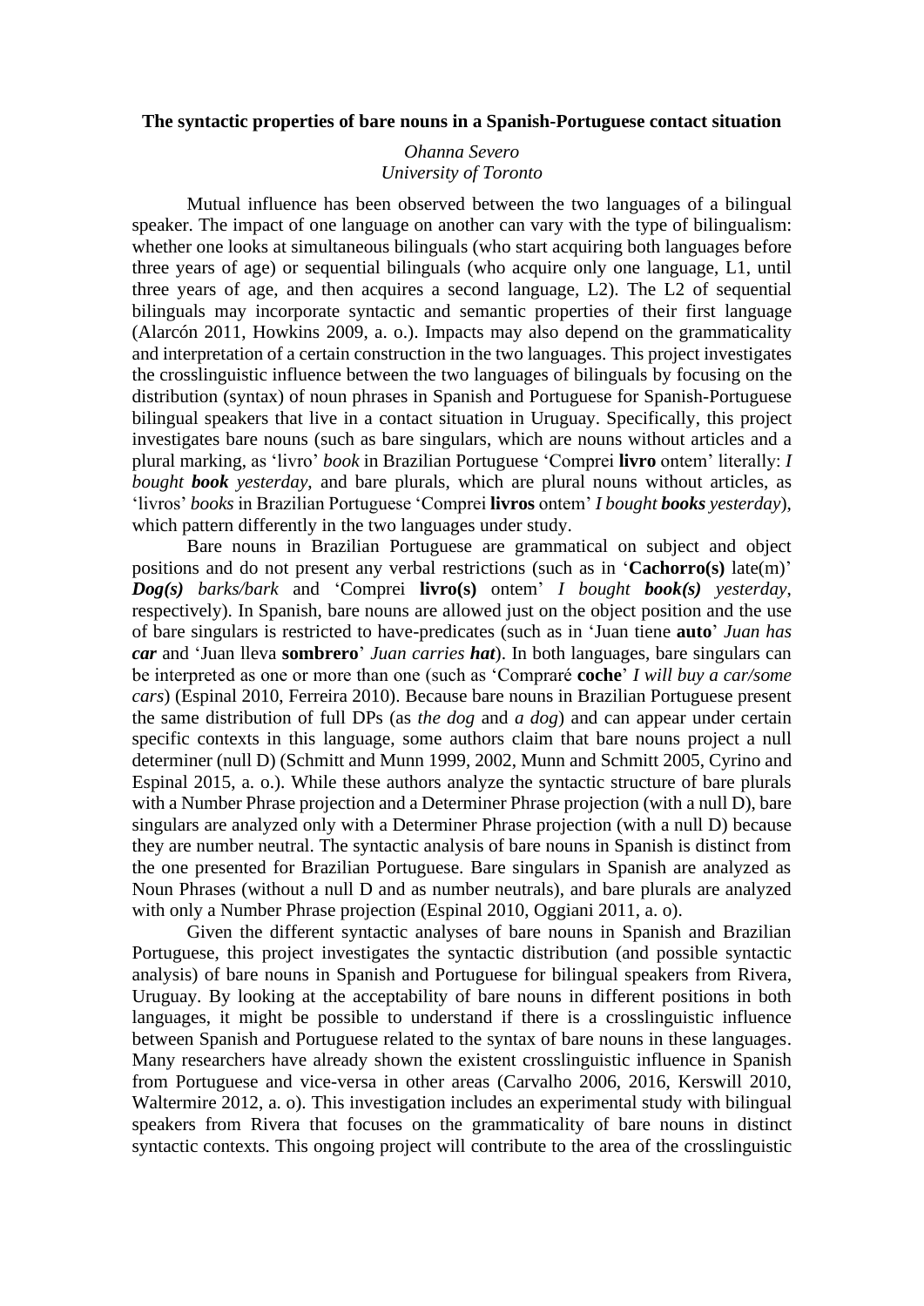**The syntactic properties of bare nouns in a Spanish-Portuguese contact situation**

*Ohanna Severo*
*University of Toronto*

Mutual influence has been observed between the two languages of a bilingual speaker. The impact of one language on another can vary with the type of bilingualism: whether one looks at simultaneous bilinguals (who start acquiring both languages before three years of age) or sequential bilinguals (who acquire only one language, L1, until three years of age, and then acquires a second language, L2). The L2 of sequential bilinguals may incorporate syntactic and semantic properties of their first language (Alarcón 2011, Howkins 2009, a. o.). Impacts may also depend on the grammaticality and interpretation of a certain construction in the two languages. This project investigates the crosslinguistic influence between the two languages of bilinguals by focusing on the distribution (syntax) of noun phrases in Spanish and Portuguese for Spanish-Portuguese bilingual speakers that live in a contact situation in Uruguay. Specifically, this project investigates bare nouns (such as bare singulars, which are nouns without articles and a plural marking, as 'livro' *book* in Brazilian Portuguese 'Comprei **livro** ontem' literally: *I bought **book** yesterday*, and bare plurals, which are plural nouns without articles, as 'livros' *books* in Brazilian Portuguese 'Comprei **livros** ontem' *I bought **books** yesterday*), which pattern differently in the two languages under study.

Bare nouns in Brazilian Portuguese are grammatical on subject and object positions and do not present any verbal restrictions (such as in '**Cachorro(s)** late(m)' ***Dog(s)*** *barks/bark* and 'Comprei **livro(s)** ontem' *I bought **book(s)** yesterday*, respectively). In Spanish, bare nouns are allowed just on the object position and the use of bare singulars is restricted to have-predicates (such as in 'Juan tiene **auto**' *Juan has **car*** and 'Juan lleva **sombrero**' *Juan carries **hat***). In both languages, bare singulars can be interpreted as one or more than one (such as 'Compraré **coche**' *I will buy a car/some cars*) (Espinal 2010, Ferreira 2010). Because bare nouns in Brazilian Portuguese present the same distribution of full DPs (as *the dog* and *a dog*) and can appear under certain specific contexts in this language, some authors claim that bare nouns project a null determiner (null D) (Schmitt and Munn 1999, 2002, Munn and Schmitt 2005, Cyrino and Espinal 2015, a. o.). While these authors analyze the syntactic structure of bare plurals with a Number Phrase projection and a Determiner Phrase projection (with a null D), bare singulars are analyzed only with a Determiner Phrase projection (with a null D) because they are number neutral. The syntactic analysis of bare nouns in Spanish is distinct from the one presented for Brazilian Portuguese. Bare singulars in Spanish are analyzed as Noun Phrases (without a null D and as number neutrals), and bare plurals are analyzed with only a Number Phrase projection (Espinal 2010, Oggiani 2011, a. o).

Given the different syntactic analyses of bare nouns in Spanish and Brazilian Portuguese, this project investigates the syntactic distribution (and possible syntactic analysis) of bare nouns in Spanish and Portuguese for bilingual speakers from Rivera, Uruguay. By looking at the acceptability of bare nouns in different positions in both languages, it might be possible to understand if there is a crosslinguistic influence between Spanish and Portuguese related to the syntax of bare nouns in these languages. Many researchers have already shown the existent crosslinguistic influence in Spanish from Portuguese and vice-versa in other areas (Carvalho 2006, 2016, Kerswill 2010, Waltermire 2012, a. o). This investigation includes an experimental study with bilingual speakers from Rivera that focuses on the grammaticality of bare nouns in distinct syntactic contexts. This ongoing project will contribute to the area of the crosslinguistic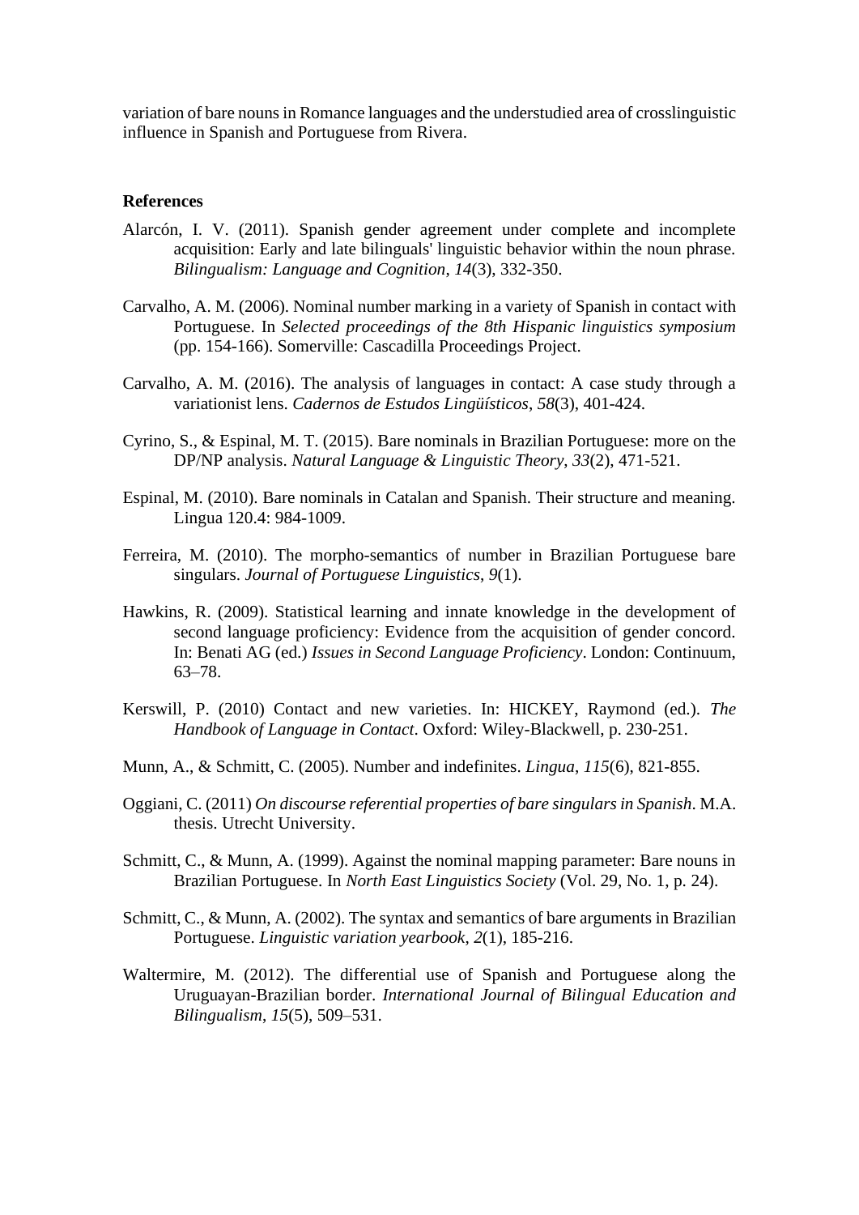variation of bare nouns in Romance languages and the understudied area of crosslinguistic influence in Spanish and Portuguese from Rivera.

## References

Alarcón, I. V. (2011). Spanish gender agreement under complete and incomplete acquisition: Early and late bilinguals' linguistic behavior within the noun phrase. *Bilingualism: Language and Cognition*, *14*(3), 332-350.

Carvalho, A. M. (2006). Nominal number marking in a variety of Spanish in contact with Portuguese. In *Selected proceedings of the 8th Hispanic linguistics symposium* (pp. 154-166). Somerville: Cascadilla Proceedings Project.

Carvalho, A. M. (2016). The analysis of languages in contact: A case study through a variationist lens. *Cadernos de Estudos Lingüísticos*, *58*(3), 401-424.

Cyrino, S., & Espinal, M. T. (2015). Bare nominals in Brazilian Portuguese: more on the DP/NP analysis. *Natural Language & Linguistic Theory*, *33*(2), 471-521.

Espinal, M. (2010). Bare nominals in Catalan and Spanish. Their structure and meaning. Lingua 120.4: 984-1009.

Ferreira, M. (2010). The morpho-semantics of number in Brazilian Portuguese bare singulars. *Journal of Portuguese Linguistics*, *9*(1).

Hawkins, R. (2009). Statistical learning and innate knowledge in the development of second language proficiency: Evidence from the acquisition of gender concord. In: Benati AG (ed.) *Issues in Second Language Proficiency*. London: Continuum, 63–78.

Kerswill, P. (2010) Contact and new varieties. In: HICKEY, Raymond (ed.). *The Handbook of Language in Contact*. Oxford: Wiley-Blackwell, p. 230-251.

Munn, A., & Schmitt, C. (2005). Number and indefinites. *Lingua*, *115*(6), 821-855.

Oggiani, C. (2011) *On discourse referential properties of bare singulars in Spanish*. M.A. thesis. Utrecht University.

Schmitt, C., & Munn, A. (1999). Against the nominal mapping parameter: Bare nouns in Brazilian Portuguese. In *North East Linguistics Society* (Vol. 29, No. 1, p. 24).

Schmitt, C., & Munn, A. (2002). The syntax and semantics of bare arguments in Brazilian Portuguese. *Linguistic variation yearbook*, *2*(1), 185-216.

Waltermire, M. (2012). The differential use of Spanish and Portuguese along the Uruguayan-Brazilian border. *International Journal of Bilingual Education and Bilingualism*, *15*(5), 509–531.